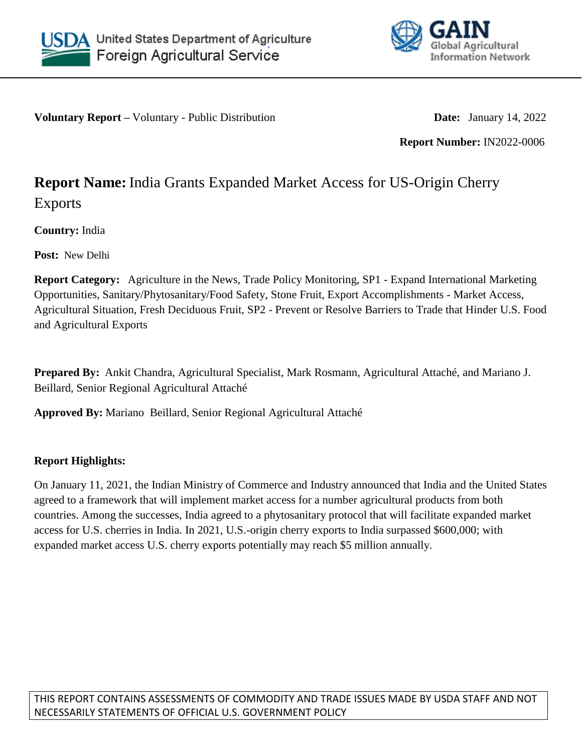**Voluntary Report –** Voluntary - Public Distribution

**Date:** January 14, 2022

**Report Number:** IN2022-0006

# **Report Name:** India Grants Expanded Market Access for US-Origin Cherry Exports

**Country:** India

**Post:** New Delhi

**Report Category:** Agriculture in the News, Trade Policy Monitoring, SP1 - Expand International Marketing Opportunities, Sanitary/Phytosanitary/Food Safety, Stone Fruit, Export Accomplishments - Market Access, Agricultural Situation, Fresh Deciduous Fruit, SP2 - Prevent or Resolve Barriers to Trade that Hinder U.S. Food and Agricultural Exports

**Prepared By:** Ankit Chandra, Agricultural Specialist, Mark Rosmann, Agricultural Attaché, and Mariano J. Beillard, Senior Regional Agricultural Attaché

**Approved By:** Mariano Beillard, Senior Regional Agricultural Attaché

**Report Highlights:**

On January 11, 2021, the Indian Ministry of Commerce and Industry announced that India and the United States agreed to a framework that will implement market access for a number agricultural products from both countries. Among the successes, India agreed to a phytosanitary protocol that will facilitate expanded market access for U.S. cherries in India. In 2021, U.S.-origin cherry exports to India surpassed $600,000; with expanded market access U.S. cherry exports potentially may reach $5 million annually.

THIS REPORT CONTAINS ASSESSMENTS OF COMMODITY AND TRADE ISSUES MADE BY USDA STAFF AND NOT NECESSARILY STATEMENTS OF OFFICIAL U.S. GOVERNMENT POLICY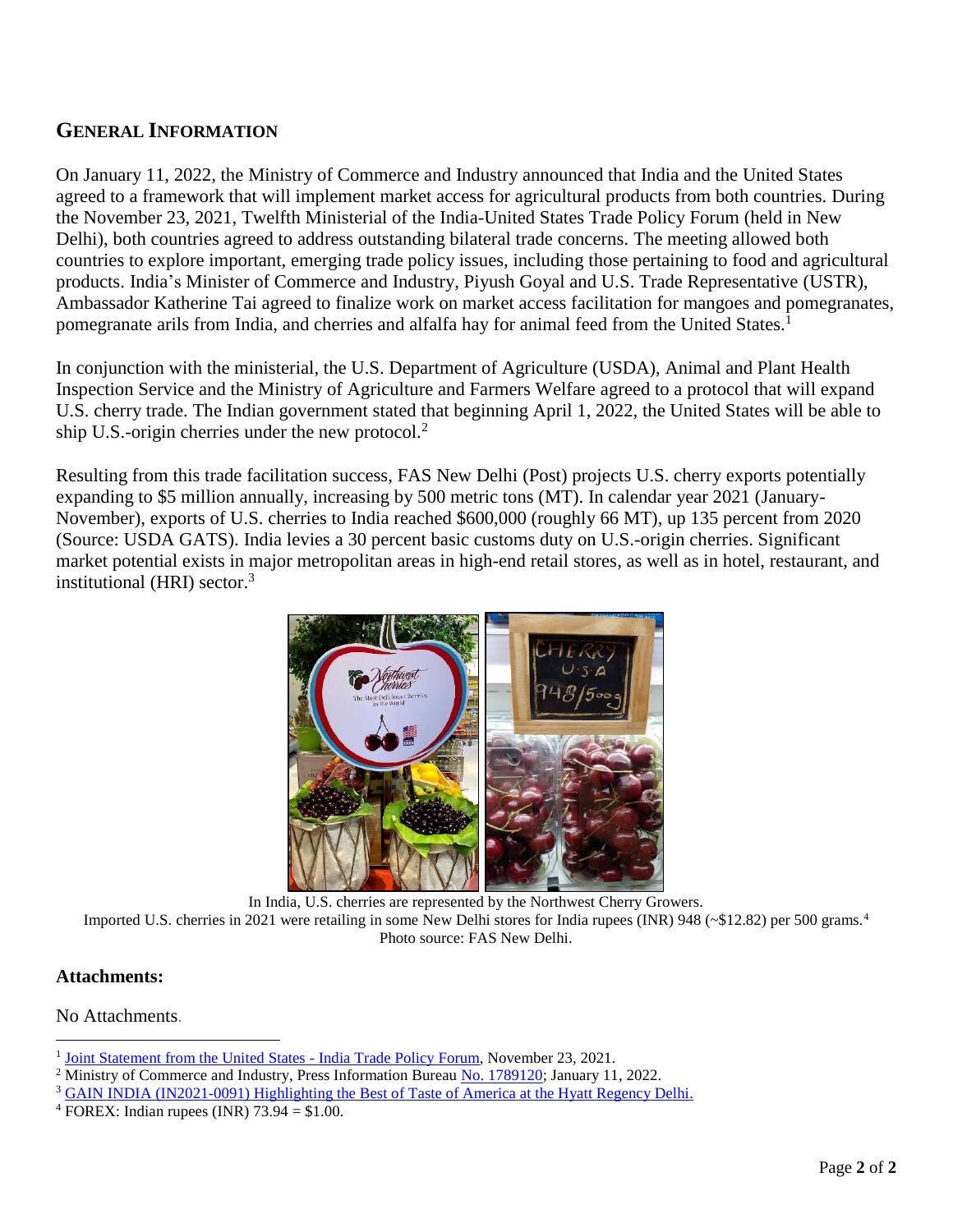## General Information

On January 11, 2022, the Ministry of Commerce and Industry announced that India and the United States agreed to a framework that will implement market access for agricultural products from both countries. During the November 23, 2021, Twelfth Ministerial of the India-United States Trade Policy Forum (held in New Delhi), both countries agreed to address outstanding bilateral trade concerns. The meeting allowed both countries to explore important, emerging trade policy issues, including those pertaining to food and agricultural products. India's Minister of Commerce and Industry, Piyush Goyal and U.S. Trade Representative (USTR), Ambassador Katherine Tai agreed to finalize work on market access facilitation for mangoes and pomegranates, pomegranate arils from India, and cherries and alfalfa hay for animal feed from the United States.[1]

In conjunction with the ministerial, the U.S. Department of Agriculture (USDA), Animal and Plant Health Inspection Service and the Ministry of Agriculture and Farmers Welfare agreed to a protocol that will expand U.S. cherry trade. The Indian government stated that beginning April 1, 2022, the United States will be able to ship U.S.-origin cherries under the new protocol.[2]

Resulting from this trade facilitation success, FAS New Delhi (Post) projects U.S. cherry exports potentially expanding to $5 million annually, increasing by 500 metric tons (MT). In calendar year 2021 (January-November), exports of U.S. cherries to India reached $600,000 (roughly 66 MT), up 135 percent from 2020 (Source: USDA GATS). India levies a 30 percent basic customs duty on U.S.-origin cherries. Significant market potential exists in major metropolitan areas in high-end retail stores, as well as in hotel, restaurant, and institutional (HRI) sector.[3]

In India, U.S. cherries are represented by the Northwest Cherry Growers.
Imported U.S. cherries in 2021 were retailing in some New Delhi stores for India rupees (INR) 948 (~$12.82) per 500 grams.[4]
Photo source: FAS New Delhi.

**Attachments:**

No Attachments.

---

[1] Joint Statement from the United States - India Trade Policy Forum, November 23, 2021.
[2] Ministry of Commerce and Industry, Press Information Bureau No. 1789120; January 11, 2022.
[3] GAIN INDIA (IN2021-0091) Highlighting the Best of Taste of America at the Hyatt Regency Delhi.
[4] FOREX: Indian rupees (INR) 73.94 = $1.00.